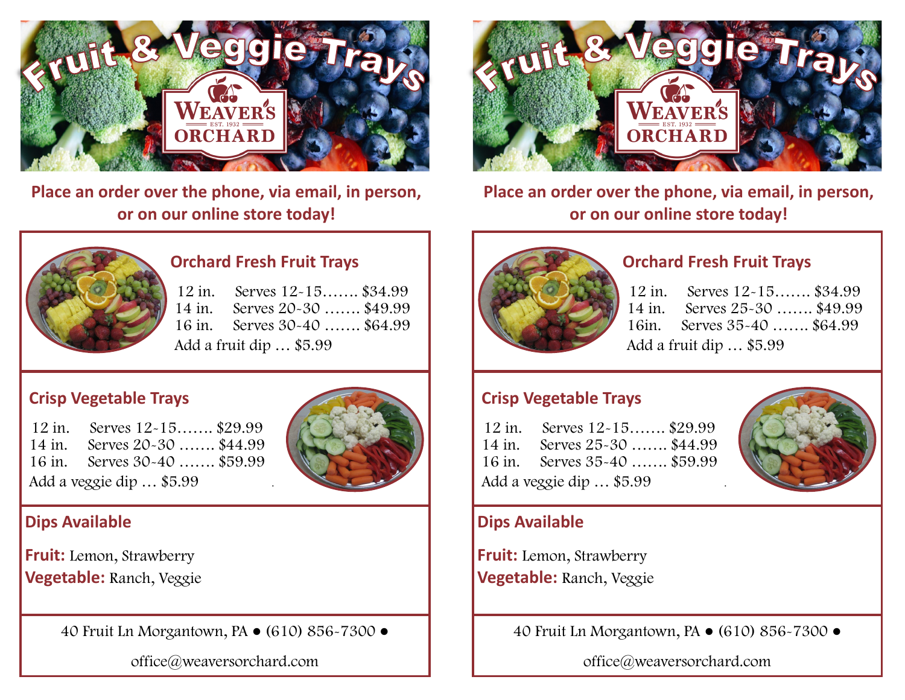# Fruit & Veggie Trays

WEAVER'S ORCHARD
EST. 1932

**Place an order over the phone, via email, in person, or on our online store today!**

## Orchard Fresh Fruit Trays

12 in. Serves 12-15……. $34.99
14 in. Serves 20-30 ……. $49.99
16 in. Serves 30-40 ……. $64.99
Add a fruit dip … $5.99

## Crisp Vegetable Trays

12 in. Serves 12-15……. $29.99
14 in. Serves 20-30 ……. $44.99
16 in. Serves 30-40 ……. $59.99
Add a veggie dip … $5.99

## Dips Available

**Fruit:** Lemon, Strawberry
**Vegetable:** Ranch, Veggie

40 Fruit Ln Morgantown, PA • (610) 856-7300 •

office@weaversorchard.com

---

# Fruit & Veggie Trays

WEAVER'S ORCHARD
EST. 1932

**Place an order over the phone, via email, in person, or on our online store today!**

## Orchard Fresh Fruit Trays

12 in. Serves 12-15……. $34.99
14 in. Serves 25-30 ……. $49.99
16in. Serves 35-40 ……. $64.99
Add a fruit dip … $5.99

## Crisp Vegetable Trays

12 in. Serves 12-15……. $29.99
14 in. Serves 25-30 ……. $44.99
16 in. Serves 35-40 ……. $59.99
Add a veggie dip … $5.99

## Dips Available

**Fruit:** Lemon, Strawberry
**Vegetable:** Ranch, Veggie

40 Fruit Ln Morgantown, PA • (610) 856-7300 •

office@weaversorchard.com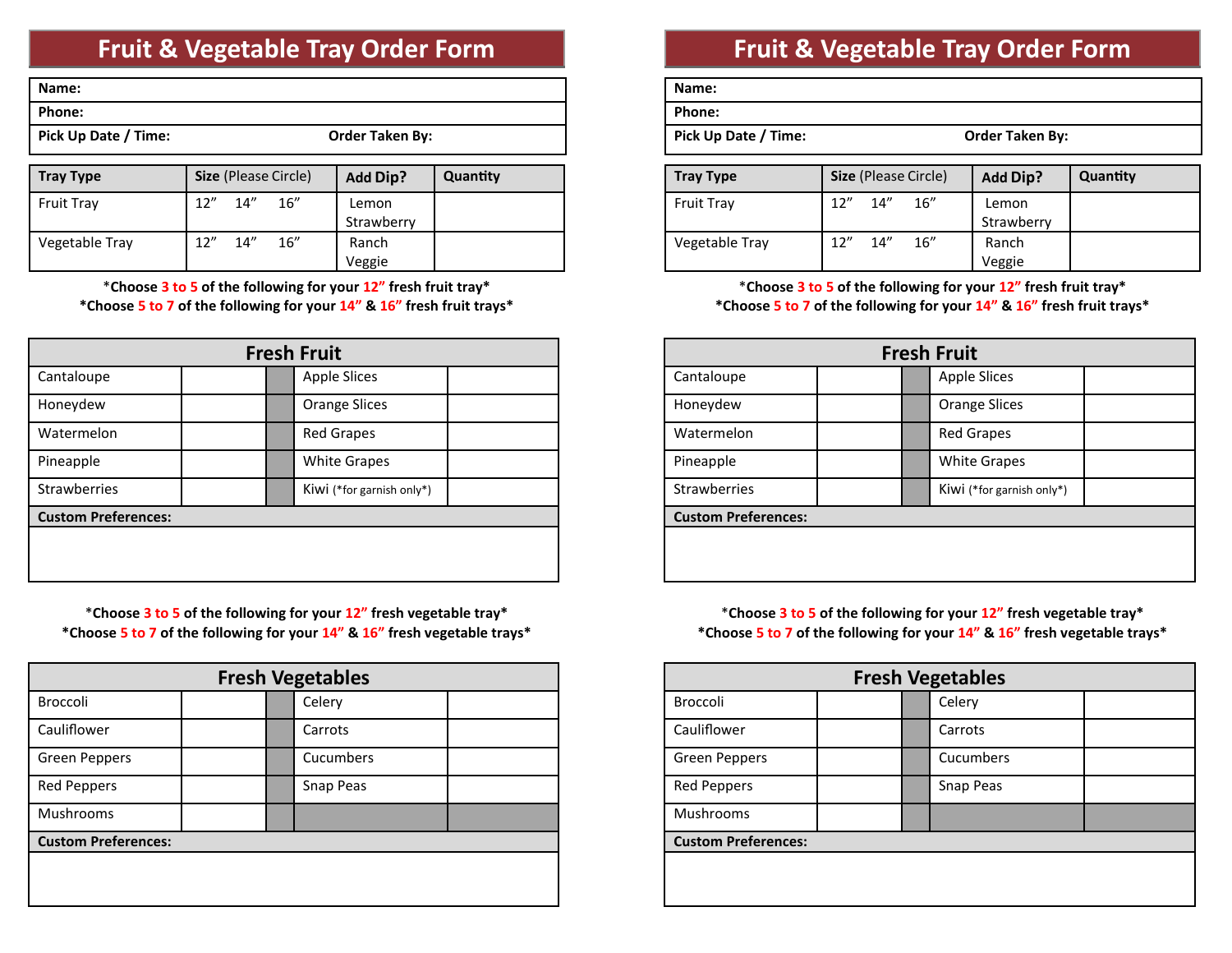# Fruit & Vegetable Tray Order Form

| | |
|---|---|
| **Name:** | |
| **Phone:** | |
| **Pick Up Date / Time:** | **Order Taken By:** |

| **Tray Type** | **Size** (Please Circle) | **Add Dip?** | **Quantity** |
|---|---|---|---|
| Fruit Tray | 12” 14” 16” | Lemon Strawberry | |
| Vegetable Tray | 12” 14” 16” | Ranch Veggie | |

**\*Choose 3 to 5 of the following for your 12” fresh fruit tray\***
**\*Choose 5 to 7 of the following for your 14” & 16” fresh fruit trays\***

| Fresh Fruit | | | | |
|---|---|---|---|---|
| Cantaloupe | | | Apple Slices | |
| Honeydew | | | Orange Slices | |
| Watermelon | | | Red Grapes | |
| Pineapple | | | White Grapes | |
| Strawberries | | | Kiwi (\*for garnish only\*) | |
| **Custom Preferences:** | | | | |

**\*Choose 3 to 5 of the following for your 12” fresh vegetable tray\***
**\*Choose 5 to 7 of the following for your 14” & 16” fresh vegetable trays\***

| Fresh Vegetables | | | | |
|---|---|---|---|---|
| Broccoli | | | Celery | |
| Cauliflower | | | Carrots | |
| Green Peppers | | | Cucumbers | |
| Red Peppers | | | Snap Peas | |
| Mushrooms | | | | |
| **Custom Preferences:** | | | | |

# Fruit & Vegetable Tray Order Form

| | |
|---|---|
| **Name:** | |
| **Phone:** | |
| **Pick Up Date / Time:** | **Order Taken By:** |

| **Tray Type** | **Size** (Please Circle) | **Add Dip?** | **Quantity** |
|---|---|---|---|
| Fruit Tray | 12” 14” 16” | Lemon Strawberry | |
| Vegetable Tray | 12” 14” 16” | Ranch Veggie | |

**\*Choose 3 to 5 of the following for your 12” fresh fruit tray\***
**\*Choose 5 to 7 of the following for your 14” & 16” fresh fruit trays\***

| Fresh Fruit | | | | |
|---|---|---|---|---|
| Cantaloupe | | | Apple Slices | |
| Honeydew | | | Orange Slices | |
| Watermelon | | | Red Grapes | |
| Pineapple | | | White Grapes | |
| Strawberries | | | Kiwi (\*for garnish only\*) | |
| **Custom Preferences:** | | | | |

**\*Choose 3 to 5 of the following for your 12” fresh vegetable tray\***
**\*Choose 5 to 7 of the following for your 14” & 16” fresh vegetable trays\***

| Fresh Vegetables | | | | |
|---|---|---|---|---|
| Broccoli | | | Celery | |
| Cauliflower | | | Carrots | |
| Green Peppers | | | Cucumbers | |
| Red Peppers | | | Snap Peas | |
| Mushrooms | | | | |
| **Custom Preferences:** | | | | |